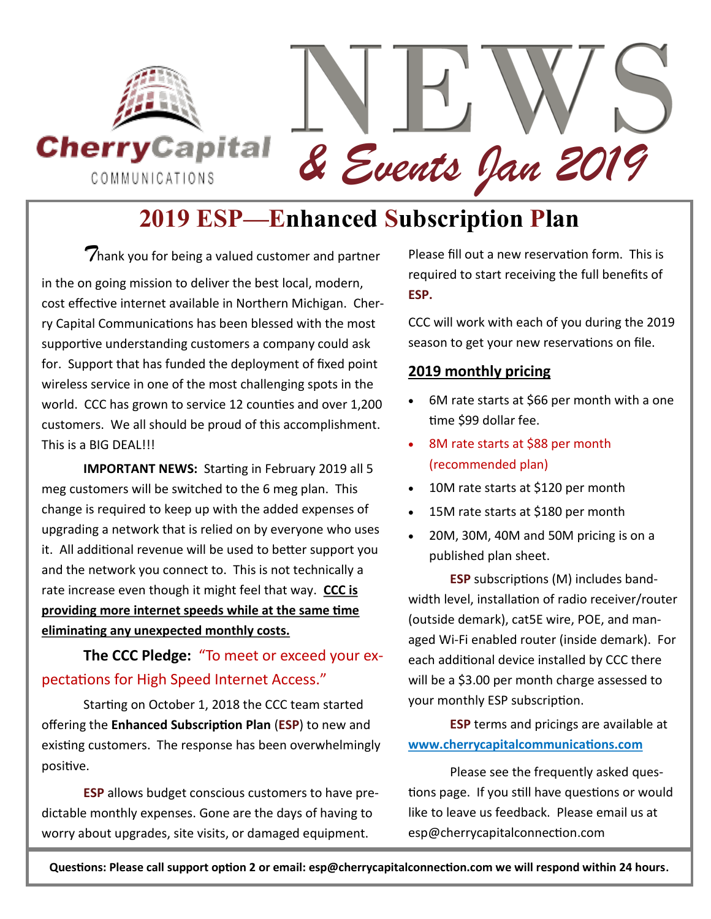CherryCapital COMMUNICATIONS

# NEWS & Events Jan 2019

## 2019 ESP—Enhanced Subscription Plan

Thank you for being a valued customer and partner in the on going mission to deliver the best local, modern, cost effective internet available in Northern Michigan. Cherry Capital Communications has been blessed with the most supportive understanding customers a company could ask for. Support that has funded the deployment of fixed point wireless service in one of the most challenging spots in the world. CCC has grown to service 12 counties and over 1,200 customers. We all should be proud of this accomplishment. This is a BIG DEAL!!!

**IMPORTANT NEWS:** Starting in February 2019 all 5 meg customers will be switched to the 6 meg plan. This change is required to keep up with the added expenses of upgrading a network that is relied on by everyone who uses it. All additional revenue will be used to better support you and the network you connect to. This is not technically a rate increase even though it might feel that way. **CCC is providing more internet speeds while at the same time eliminating any unexpected monthly costs.**

**The CCC Pledge:** "To meet or exceed your expectations for High Speed Internet Access."

Starting on October 1, 2018 the CCC team started offering the **Enhanced Subscription Plan** (**ESP**) to new and existing customers. The response has been overwhelmingly positive.

**ESP** allows budget conscious customers to have predictable monthly expenses. Gone are the days of having to worry about upgrades, site visits, or damaged equipment.

Please fill out a new reservation form. This is required to start receiving the full benefits of **ESP.**

CCC will work with each of you during the 2019 season to get your new reservations on file.

### 2019 monthly pricing

- 6M rate starts at $66 per month with a one time $99 dollar fee.
- 8M rate starts at $88 per month (recommended plan)
- 10M rate starts at $120 per month
- 15M rate starts at $180 per month
- 20M, 30M, 40M and 50M pricing is on a published plan sheet.

**ESP** subscriptions (M) includes bandwidth level, installation of radio receiver/router (outside demark), cat5E wire, POE, and managed Wi-Fi enabled router (inside demark). For each additional device installed by CCC there will be a $3.00 per month charge assessed to your monthly ESP subscription.

**ESP** terms and pricings are available at www.cherrycapitalcommunications.com

Please see the frequently asked questions page. If you still have questions or would like to leave us feedback. Please email us at esp@cherrycapitalconnection.com

**Questions: Please call support option 2 or email: esp@cherrycapitalconnection.com we will respond within 24 hours.**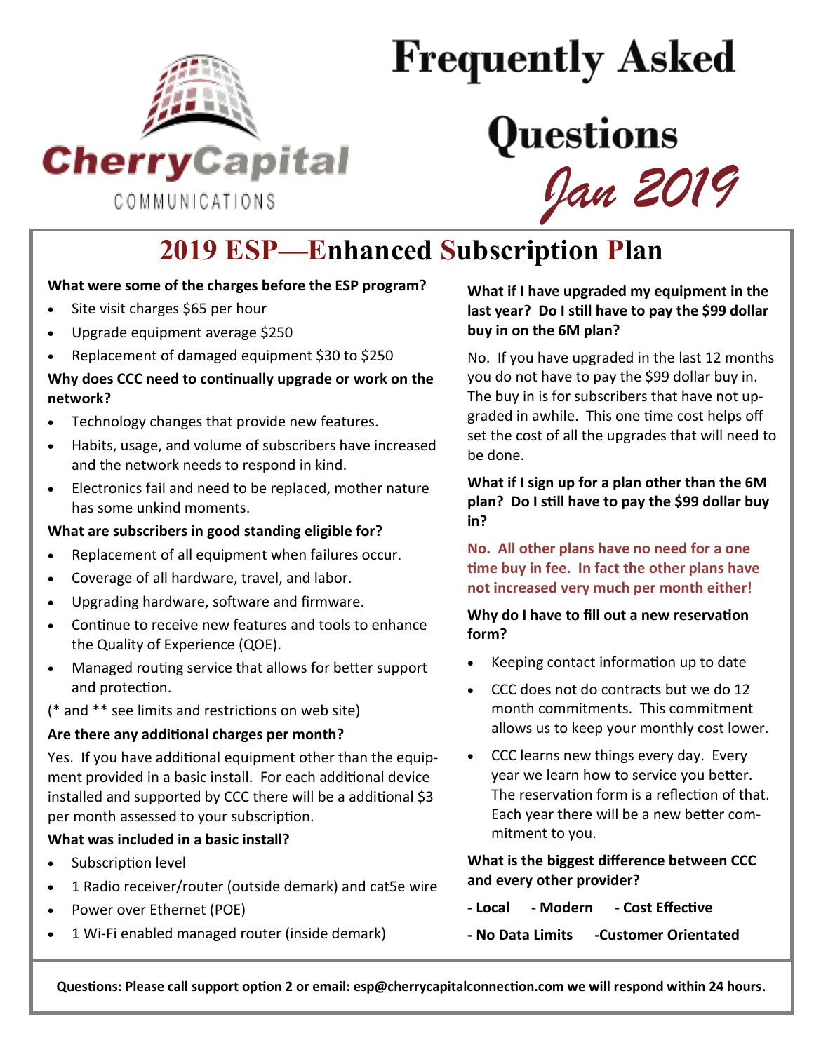CherryCapital

COMMUNICATIONS

# Frequently Asked Questions

*Jan 2019*

## 2019 ESP—Enhanced Subscription Plan

**What were some of the charges before the ESP program?**

- Site visit charges $65 per hour
- Upgrade equipment average $250
- Replacement of damaged equipment $30 to $250

**Why does CCC need to continually upgrade or work on the network?**

- Technology changes that provide new features.
- Habits, usage, and volume of subscribers have increased and the network needs to respond in kind.
- Electronics fail and need to be replaced, mother nature has some unkind moments.

**What are subscribers in good standing eligible for?**

- Replacement of all equipment when failures occur.
- Coverage of all hardware, travel, and labor.
- Upgrading hardware, software and firmware.
- Continue to receive new features and tools to enhance the Quality of Experience (QOE).
- Managed routing service that allows for better support and protection.

(* and ** see limits and restrictions on web site)

**Are there any additional charges per month?**

Yes. If you have additional equipment other than the equipment provided in a basic install. For each additional device installed and supported by CCC there will be a additional $3 per month assessed to your subscription.

**What was included in a basic install?**

- Subscription level
- 1 Radio receiver/router (outside demark) and cat5e wire
- Power over Ethernet (POE)
- 1 Wi-Fi enabled managed router (inside demark)

**What if I have upgraded my equipment in the last year? Do I still have to pay the $99 dollar buy in on the 6M plan?**

No. If you have upgraded in the last 12 months you do not have to pay the $99 dollar buy in. The buy in is for subscribers that have not upgraded in awhile. This one time cost helps off set the cost of all the upgrades that will need to be done.

**What if I sign up for a plan other than the 6M plan? Do I still have to pay the $99 dollar buy in?**

**No. All other plans have no need for a one time buy in fee. In fact the other plans have not increased very much per month either!**

**Why do I have to fill out a new reservation form?**

- Keeping contact information up to date
- CCC does not do contracts but we do 12 month commitments. This commitment allows us to keep your monthly cost lower.
- CCC learns new things every day. Every year we learn how to service you better. The reservation form is a reflection of that. Each year there will be a new better commitment to you.

**What is the biggest difference between CCC and every other provider?**

**- Local - Modern - Cost Effective**

**- No Data Limits -Customer Orientated**

**Questions: Please call support option 2 or email: esp@cherrycapitalconnection.com we will respond within 24 hours.**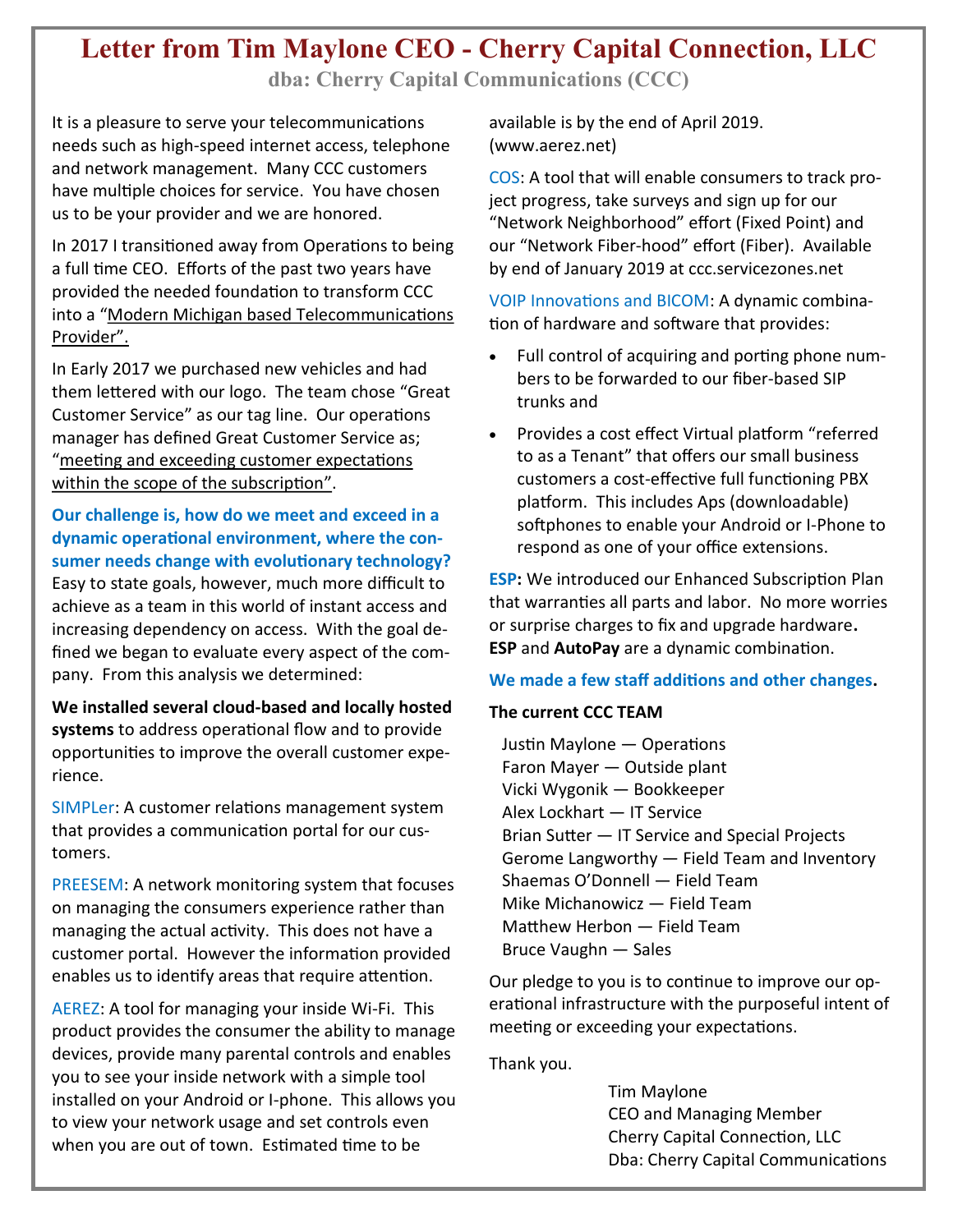# Letter from Tim Maylone CEO - Cherry Capital Connection, LLC

**dba: Cherry Capital Communications (CCC)**

It is a pleasure to serve your telecommunications needs such as high-speed internet access, telephone and network management. Many CCC customers have multiple choices for service. You have chosen us to be your provider and we are honored.

In 2017 I transitioned away from Operations to being a full time CEO. Efforts of the past two years have provided the needed foundation to transform CCC into a "Modern Michigan based Telecommunications Provider".

In Early 2017 we purchased new vehicles and had them lettered with our logo. The team chose "Great Customer Service" as our tag line. Our operations manager has defined Great Customer Service as; "meeting and exceeding customer expectations within the scope of the subscription".

**Our challenge is, how do we meet and exceed in a dynamic operational environment, where the consumer needs change with evolutionary technology?** Easy to state goals, however, much more difficult to achieve as a team in this world of instant access and increasing dependency on access. With the goal defined we began to evaluate every aspect of the company. From this analysis we determined:

**We installed several cloud-based and locally hosted systems** to address operational flow and to provide opportunities to improve the overall customer experience.

SIMPLer: A customer relations management system that provides a communication portal for our customers.

PREESEM: A network monitoring system that focuses on managing the consumers experience rather than managing the actual activity. This does not have a customer portal. However the information provided enables us to identify areas that require attention.

AEREZ: A tool for managing your inside Wi-Fi. This product provides the consumer the ability to manage devices, provide many parental controls and enables you to see your inside network with a simple tool installed on your Android or I-phone. This allows you to view your network usage and set controls even when you are out of town. Estimated time to be available is by the end of April 2019. (www.aerez.net)

COS: A tool that will enable consumers to track project progress, take surveys and sign up for our "Network Neighborhood" effort (Fixed Point) and our "Network Fiber-hood" effort (Fiber). Available by end of January 2019 at ccc.servicezones.net

VOIP Innovations and BICOM: A dynamic combination of hardware and software that provides:

- Full control of acquiring and porting phone numbers to be forwarded to our fiber-based SIP trunks and
- Provides a cost effect Virtual platform "referred to as a Tenant" that offers our small business customers a cost-effective full functioning PBX platform. This includes Aps (downloadable) softphones to enable your Android or I-Phone to respond as one of your office extensions.

**ESP:** We introduced our Enhanced Subscription Plan that warranties all parts and labor. No more worries or surprise charges to fix and upgrade hardware**.** **ESP** and **AutoPay** are a dynamic combination.

**We made a few staff additions and other changes.**

**The current CCC TEAM**

Justin Maylone — Operations  
Faron Mayer — Outside plant  
Vicki Wygonik — Bookkeeper  
Alex Lockhart — IT Service  
Brian Sutter — IT Service and Special Projects  
Gerome Langworthy — Field Team and Inventory  
Shaemas O'Donnell — Field Team  
Mike Michanowicz — Field Team  
Matthew Herbon — Field Team  
Bruce Vaughn — Sales

Our pledge to you is to continue to improve our operational infrastructure with the purposeful intent of meeting or exceeding your expectations.

Thank you.

Tim Maylone  
CEO and Managing Member  
Cherry Capital Connection, LLC  
Dba: Cherry Capital Communications